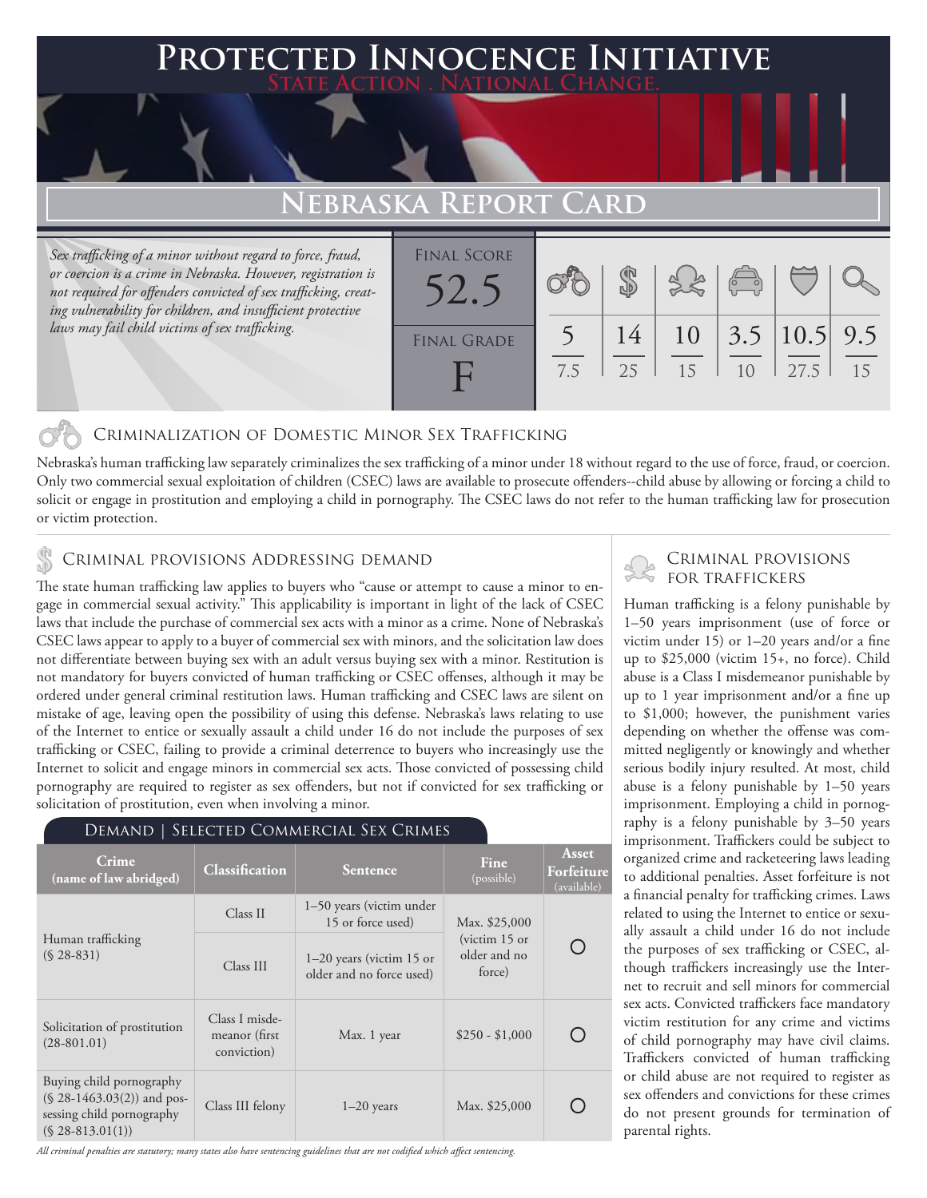# Protected Innocence Initiative

**State Action . National Change.**

## Nebraska Report Card

*Sex trafficking of a minor without regard to force, fraud, or coercion is a crime in Nebraska. However, registration is not required for offenders convicted of sex trafficking, creating vulnerability for children, and insufficient protective laws may fail child victims of sex trafficking.*

| Final Score | | | | | | |
|---|---|---|---|---|---|---|
| 52.5 | 5 / 7.5 | 14 / 25 | 10 / 15 | 3.5 / 10 | 10.5 / 27.5 | 9.5 / 15 |
| **Final Grade** | | | | | | |
| F | | | | | | |

### Criminalization of Domestic Minor Sex Trafficking

Nebraska's human trafficking law separately criminalizes the sex trafficking of a minor under 18 without regard to the use of force, fraud, or coercion. Only two commercial sexual exploitation of children (CSEC) laws are available to prosecute offenders--child abuse by allowing or forcing a child to solicit or engage in prostitution and employing a child in pornography. The CSEC laws do not refer to the human trafficking law for prosecution or victim protection.

### Criminal provisions Addressing demand

The state human trafficking law applies to buyers who "cause or attempt to cause a minor to engage in commercial sexual activity." This applicability is important in light of the lack of CSEC laws that include the purchase of commercial sex acts with a minor as a crime. None of Nebraska's CSEC laws appear to apply to a buyer of commercial sex with minors, and the solicitation law does not differentiate between buying sex with an adult versus buying sex with a minor. Restitution is not mandatory for buyers convicted of human trafficking or CSEC offenses, although it may be ordered under general criminal restitution laws. Human trafficking and CSEC laws are silent on mistake of age, leaving open the possibility of using this defense. Nebraska's laws relating to use of the Internet to entice or sexually assault a child under 16 do not include the purposes of sex trafficking or CSEC, failing to provide a criminal deterrence to buyers who increasingly use the Internet to solicit and engage minors in commercial sex acts. Those convicted of possessing child pornography are required to register as sex offenders, but not if convicted for sex trafficking or solicitation of prostitution, even when involving a minor.

**Demand | Selected Commercial Sex Crimes**

| Crime (name of law abridged) | Classification | Sentence | Fine (possible) | Asset Forfeiture (available) |
|---|---|---|---|---|
| Human trafficking (§ 28-831) | Class II | 1–50 years (victim under 15 or force used) | Max. $25,000 (victim 15 or older and no force) | ○ |
| | Class III | 1–20 years (victim 15 or older and no force used) | | |
| Solicitation of prostitution (28-801.01) | Class I misdemeanor (first conviction) | Max. 1 year | $250 - $1,000 | ○ |
| Buying child pornography (§ 28-1463.03(2)) and possessing child pornography (§ 28-813.01(1)) | Class III felony | 1–20 years | Max. $25,000 | ○ |

*All criminal penalties are statutory; many states also have sentencing guidelines that are not codified which affect sentencing.*

### Criminal provisions for traffickers

Human trafficking is a felony punishable by 1–50 years imprisonment (use of force or victim under 15) or 1–20 years and/or a fine up to $25,000 (victim 15+, no force). Child abuse is a Class I misdemeanor punishable by up to 1 year imprisonment and/or a fine up to $1,000; however, the punishment varies depending on whether the offense was committed negligently or knowingly and whether serious bodily injury resulted. At most, child abuse is a felony punishable by 1–50 years imprisonment. Employing a child in pornography is a felony punishable by 3–50 years imprisonment. Traffickers could be subject to organized crime and racketeering laws leading to additional penalties. Asset forfeiture is not a financial penalty for trafficking crimes. Laws related to using the Internet to entice or sexually assault a child under 16 do not include the purposes of sex trafficking or CSEC, although traffickers increasingly use the Internet to recruit and sell minors for commercial sex acts. Convicted traffickers face mandatory victim restitution for any crime and victims of child pornography may have civil claims. Traffickers convicted of human trafficking or child abuse are not required to register as sex offenders and convictions for these crimes do not present grounds for termination of parental rights.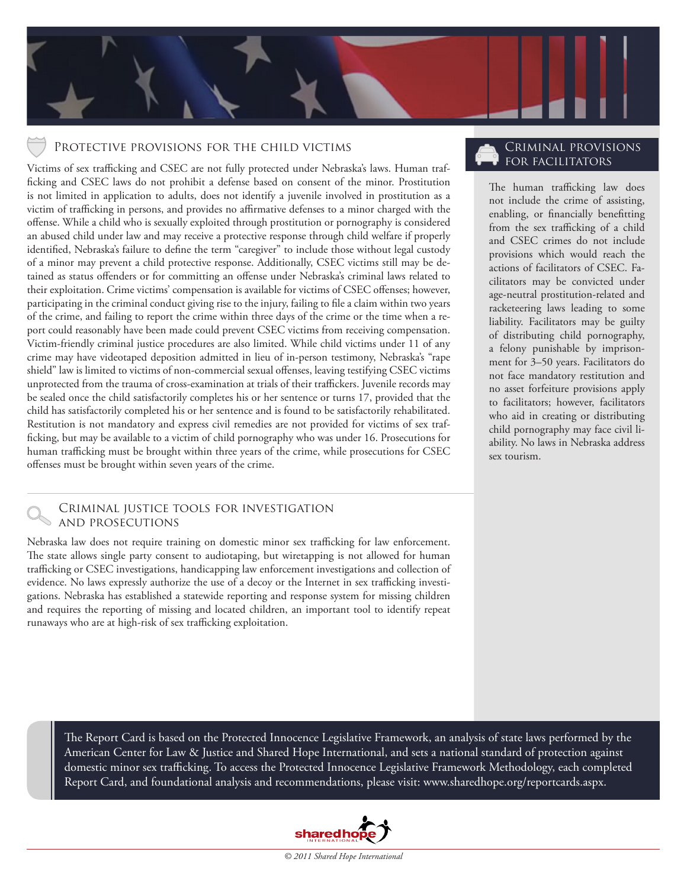## Protective provisions for the child victims

Victims of sex trafficking and CSEC are not fully protected under Nebraska's laws. Human trafficking and CSEC laws do not prohibit a defense based on consent of the minor. Prostitution is not limited in application to adults, does not identify a juvenile involved in prostitution as a victim of trafficking in persons, and provides no affirmative defenses to a minor charged with the offense. While a child who is sexually exploited through prostitution or pornography is considered an abused child under law and may receive a protective response through child welfare if properly identified, Nebraska's failure to define the term "caregiver" to include those without legal custody of a minor may prevent a child protective response. Additionally, CSEC victims still may be detained as status offenders or for committing an offense under Nebraska's criminal laws related to their exploitation. Crime victims' compensation is available for victims of CSEC offenses; however, participating in the criminal conduct giving rise to the injury, failing to file a claim within two years of the crime, and failing to report the crime within three days of the crime or the time when a report could reasonably have been made could prevent CSEC victims from receiving compensation. Victim-friendly criminal justice procedures are also limited. While child victims under 11 of any crime may have videotaped deposition admitted in lieu of in-person testimony, Nebraska's "rape shield" law is limited to victims of non-commercial sexual offenses, leaving testifying CSEC victims unprotected from the trauma of cross-examination at trials of their traffickers. Juvenile records may be sealed once the child satisfactorily completes his or her sentence or turns 17, provided that the child has satisfactorily completed his or her sentence and is found to be satisfactorily rehabilitated. Restitution is not mandatory and express civil remedies are not provided for victims of sex trafficking, but may be available to a victim of child pornography who was under 16. Prosecutions for human trafficking must be brought within three years of the crime, while prosecutions for CSEC offenses must be brought within seven years of the crime.

## Criminal justice tools for investigation and prosecutions

Nebraska law does not require training on domestic minor sex trafficking for law enforcement. The state allows single party consent to audiotaping, but wiretapping is not allowed for human trafficking or CSEC investigations, handicapping law enforcement investigations and collection of evidence. No laws expressly authorize the use of a decoy or the Internet in sex trafficking investigations. Nebraska has established a statewide reporting and response system for missing children and requires the reporting of missing and located children, an important tool to identify repeat runaways who are at high-risk of sex trafficking exploitation.

## Criminal provisions for facilitators

The human trafficking law does not include the crime of assisting, enabling, or financially benefitting from the sex trafficking of a child and CSEC crimes do not include provisions which would reach the actions of facilitators of CSEC. Facilitators may be convicted under age-neutral prostitution-related and racketeering laws leading to some liability. Facilitators may be guilty of distributing child pornography, a felony punishable by imprisonment for 3–50 years. Facilitators do not face mandatory restitution and no asset forfeiture provisions apply to facilitators; however, facilitators who aid in creating or distributing child pornography may face civil liability. No laws in Nebraska address sex tourism.

The Report Card is based on the Protected Innocence Legislative Framework, an analysis of state laws performed by the American Center for Law & Justice and Shared Hope International, and sets a national standard of protection against domestic minor sex trafficking. To access the Protected Innocence Legislative Framework Methodology, each completed Report Card, and foundational analysis and recommendations, please visit: www.sharedhope.org/reportcards.aspx.

shared hope INTERNATIONAL

*© 2011 Shared Hope International*